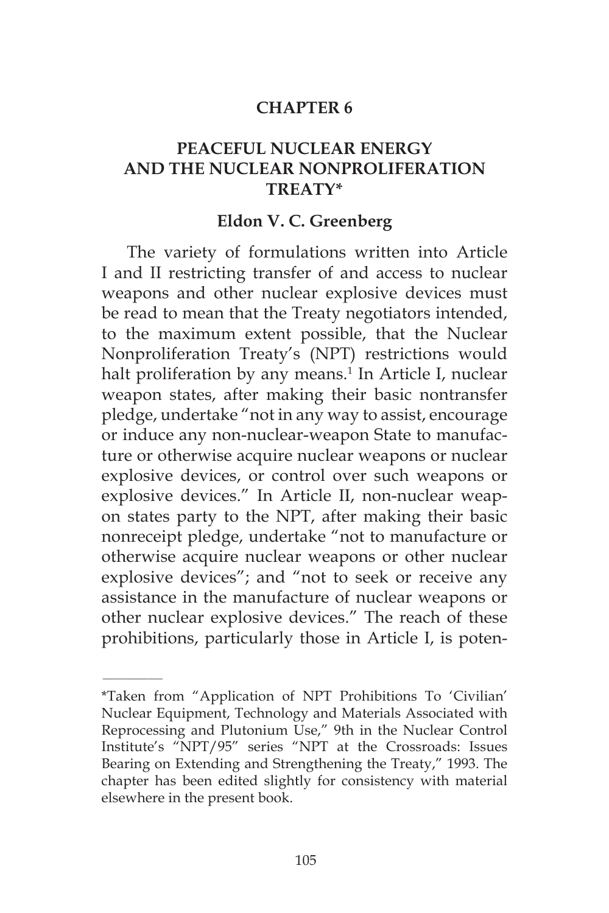# CHAPTER 6

## PEACEFUL NUCLEAR ENERGY AND THE NUCLEAR NONPROLIFERATION TREATY*

### Eldon V. C. Greenberg

The variety of formulations written into Article I and II restricting transfer of and access to nuclear weapons and other nuclear explosive devices must be read to mean that the Treaty negotiators intended, to the maximum extent possible, that the Nuclear Nonproliferation Treaty's (NPT) restrictions would halt proliferation by any means.[1] In Article I, nuclear weapon states, after making their basic nontransfer pledge, undertake "not in any way to assist, encourage or induce any non-nuclear-weapon State to manufacture or otherwise acquire nuclear weapons or nuclear explosive devices, or control over such weapons or explosive devices." In Article II, non-nuclear weapon states party to the NPT, after making their basic nonreceipt pledge, undertake "not to manufacture or otherwise acquire nuclear weapons or other nuclear explosive devices"; and "not to seek or receive any assistance in the manufacture of nuclear weapons or other nuclear explosive devices." The reach of these prohibitions, particularly those in Article I, is poten-

---

*Taken from "Application of NPT Prohibitions To 'Civilian' Nuclear Equipment, Technology and Materials Associated with Reprocessing and Plutonium Use," 9th in the Nuclear Control Institute's "NPT/95" series "NPT at the Crossroads: Issues Bearing on Extending and Strengthening the Treaty," 1993. The chapter has been edited slightly for consistency with material elsewhere in the present book.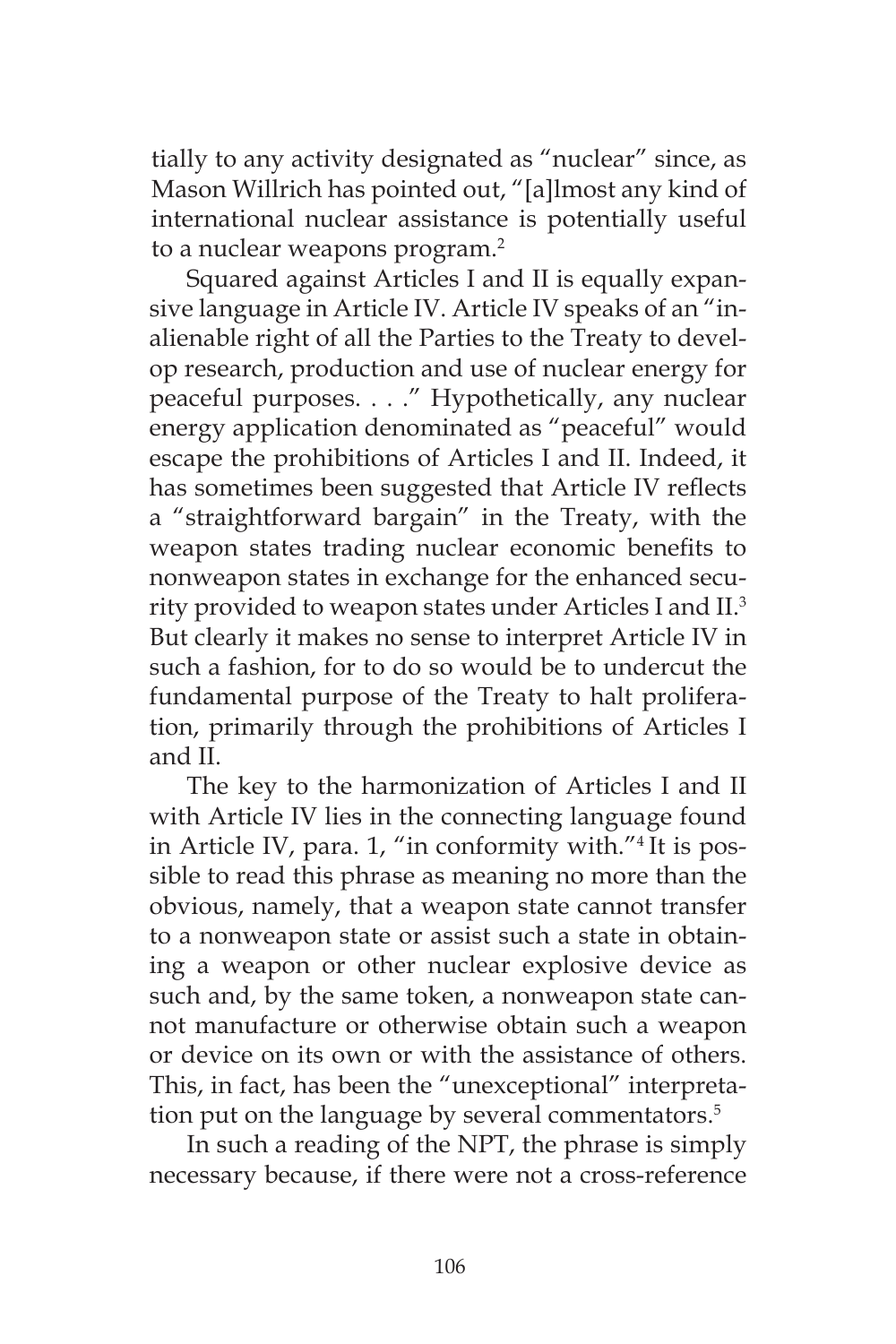tially to any activity designated as "nuclear" since, as Mason Willrich has pointed out, "[a]lmost any kind of international nuclear assistance is potentially useful to a nuclear weapons program.[2]

Squared against Articles I and II is equally expansive language in Article IV. Article IV speaks of an "inalienable right of all the Parties to the Treaty to develop research, production and use of nuclear energy for peaceful purposes. . . ." Hypothetically, any nuclear energy application denominated as "peaceful" would escape the prohibitions of Articles I and II. Indeed, it has sometimes been suggested that Article IV reflects a "straightforward bargain" in the Treaty, with the weapon states trading nuclear economic benefits to nonweapon states in exchange for the enhanced security provided to weapon states under Articles I and II.[3] But clearly it makes no sense to interpret Article IV in such a fashion, for to do so would be to undercut the fundamental purpose of the Treaty to halt proliferation, primarily through the prohibitions of Articles I and II.

The key to the harmonization of Articles I and II with Article IV lies in the connecting language found in Article IV, para. 1, "in conformity with."[4] It is possible to read this phrase as meaning no more than the obvious, namely, that a weapon state cannot transfer to a nonweapon state or assist such a state in obtaining a weapon or other nuclear explosive device as such and, by the same token, a nonweapon state cannot manufacture or otherwise obtain such a weapon or device on its own or with the assistance of others. This, in fact, has been the "unexceptional" interpretation put on the language by several commentators.[5]

In such a reading of the NPT, the phrase is simply necessary because, if there were not a cross-reference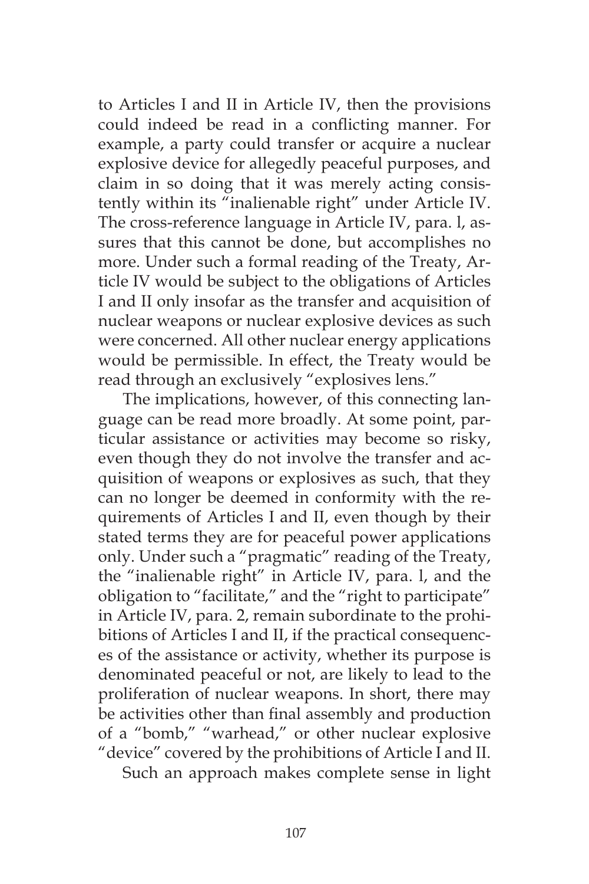to Articles I and II in Article IV, then the provisions could indeed be read in a conflicting manner. For example, a party could transfer or acquire a nuclear explosive device for allegedly peaceful purposes, and claim in so doing that it was merely acting consistently within its "inalienable right" under Article IV. The cross-reference language in Article IV, para. l, assures that this cannot be done, but accomplishes no more. Under such a formal reading of the Treaty, Article IV would be subject to the obligations of Articles I and II only insofar as the transfer and acquisition of nuclear weapons or nuclear explosive devices as such were concerned. All other nuclear energy applications would be permissible. In effect, the Treaty would be read through an exclusively "explosives lens."

The implications, however, of this connecting language can be read more broadly. At some point, particular assistance or activities may become so risky, even though they do not involve the transfer and acquisition of weapons or explosives as such, that they can no longer be deemed in conformity with the requirements of Articles I and II, even though by their stated terms they are for peaceful power applications only. Under such a "pragmatic" reading of the Treaty, the "inalienable right" in Article IV, para. l, and the obligation to "facilitate," and the "right to participate" in Article IV, para. 2, remain subordinate to the prohibitions of Articles I and II, if the practical consequences of the assistance or activity, whether its purpose is denominated peaceful or not, are likely to lead to the proliferation of nuclear weapons. In short, there may be activities other than final assembly and production of a "bomb," "warhead," or other nuclear explosive "device" covered by the prohibitions of Article I and II.

Such an approach makes complete sense in light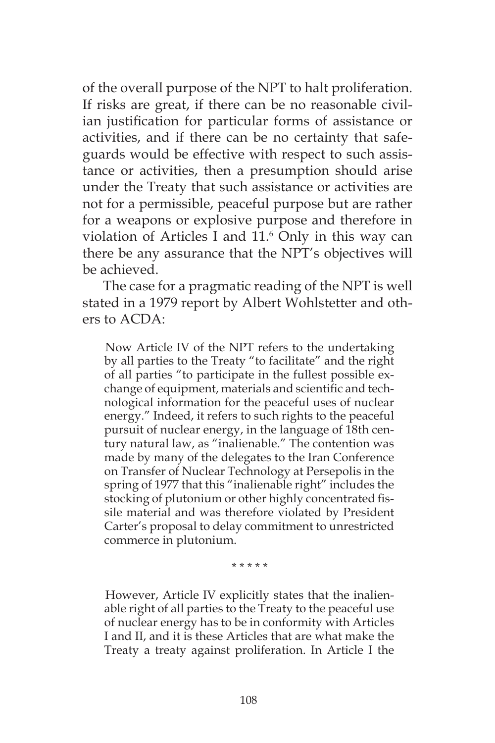of the overall purpose of the NPT to halt proliferation. If risks are great, if there can be no reasonable civilian justification for particular forms of assistance or activities, and if there can be no certainty that safeguards would be effective with respect to such assistance or activities, then a presumption should arise under the Treaty that such assistance or activities are not for a permissible, peaceful purpose but are rather for a weapons or explosive purpose and therefore in violation of Articles I and 11.[6] Only in this way can there be any assurance that the NPT's objectives will be achieved.

The case for a pragmatic reading of the NPT is well stated in a 1979 report by Albert Wohlstetter and others to ACDA:

> Now Article IV of the NPT refers to the undertaking by all parties to the Treaty "to facilitate" and the right of all parties "to participate in the fullest possible exchange of equipment, materials and scientific and technological information for the peaceful uses of nuclear energy." Indeed, it refers to such rights to the peaceful pursuit of nuclear energy, in the language of 18th century natural law, as "inalienable." The contention was made by many of the delegates to the Iran Conference on Transfer of Nuclear Technology at Persepolis in the spring of 1977 that this "inalienable right" includes the stocking of plutonium or other highly concentrated fissile material and was therefore violated by President Carter's proposal to delay commitment to unrestricted commerce in plutonium.
>
> \* \* \* \* \*
>
> However, Article IV explicitly states that the inalienable right of all parties to the Treaty to the peaceful use of nuclear energy has to be in conformity with Articles I and II, and it is these Articles that are what make the Treaty a treaty against proliferation. In Article I the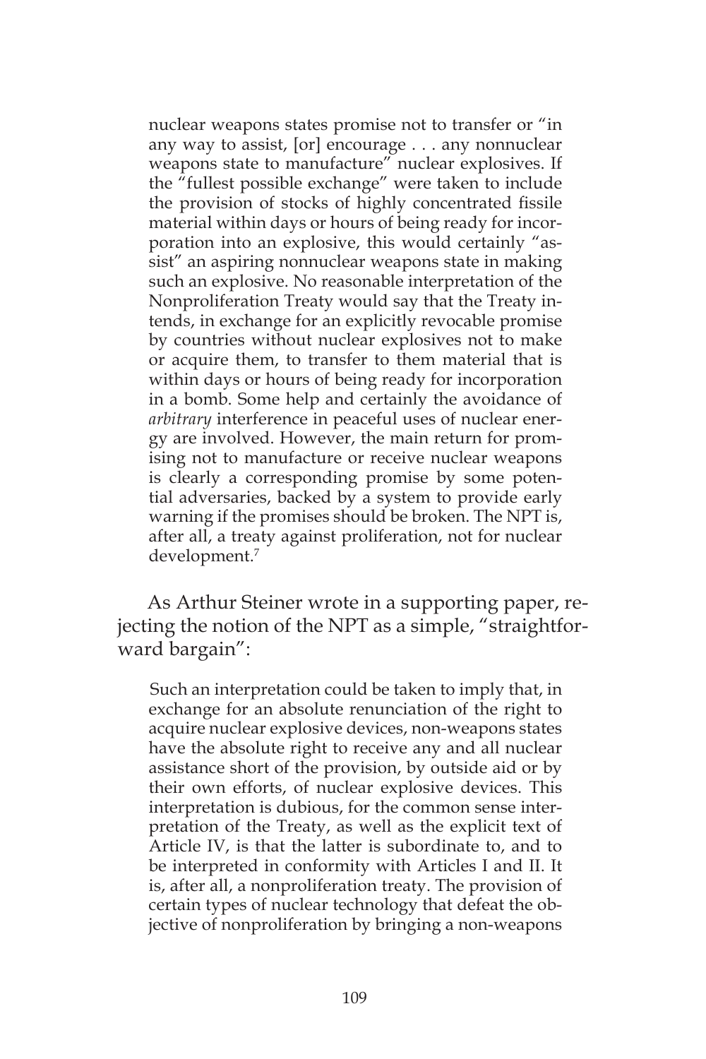> nuclear weapons states promise not to transfer or "in any way to assist, [or] encourage . . . any nonnuclear weapons state to manufacture" nuclear explosives. If the "fullest possible exchange" were taken to include the provision of stocks of highly concentrated fissile material within days or hours of being ready for incorporation into an explosive, this would certainly "assist" an aspiring nonnuclear weapons state in making such an explosive. No reasonable interpretation of the Nonproliferation Treaty would say that the Treaty intends, in exchange for an explicitly revocable promise by countries without nuclear explosives not to make or acquire them, to transfer to them material that is within days or hours of being ready for incorporation in a bomb. Some help and certainly the avoidance of *arbitrary* interference in peaceful uses of nuclear energy are involved. However, the main return for promising not to manufacture or receive nuclear weapons is clearly a corresponding promise by some potential adversaries, backed by a system to provide early warning if the promises should be broken. The NPT is, after all, a treaty against proliferation, not for nuclear development.[7]

As Arthur Steiner wrote in a supporting paper, rejecting the notion of the NPT as a simple, "straightforward bargain":

> Such an interpretation could be taken to imply that, in exchange for an absolute renunciation of the right to acquire nuclear explosive devices, non-weapons states have the absolute right to receive any and all nuclear assistance short of the provision, by outside aid or by their own efforts, of nuclear explosive devices. This interpretation is dubious, for the common sense interpretation of the Treaty, as well as the explicit text of Article IV, is that the latter is subordinate to, and to be interpreted in conformity with Articles I and II. It is, after all, a nonproliferation treaty. The provision of certain types of nuclear technology that defeat the objective of nonproliferation by bringing a non-weapons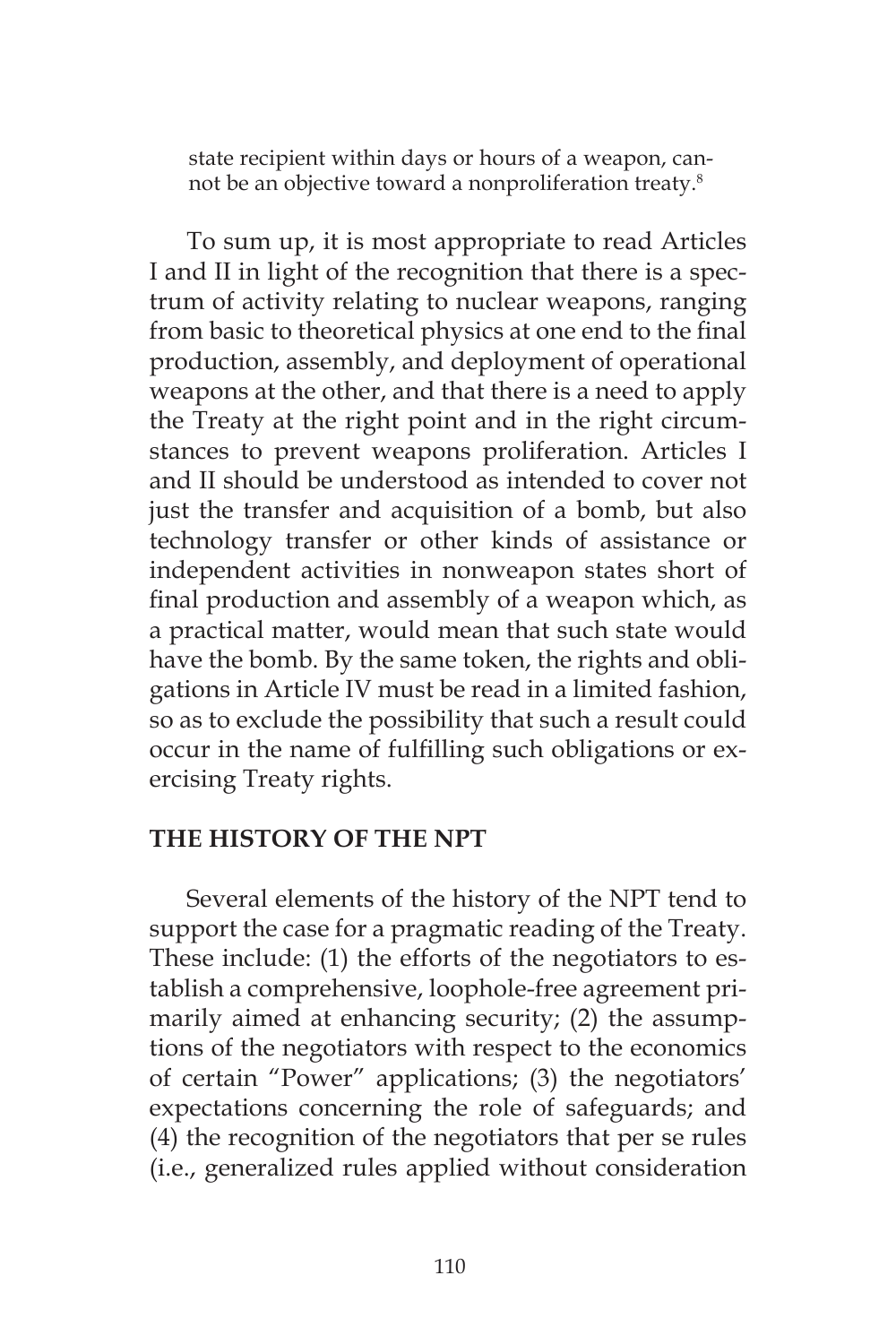> state recipient within days or hours of a weapon, cannot be an objective toward a nonproliferation treaty.[8]

To sum up, it is most appropriate to read Articles I and II in light of the recognition that there is a spectrum of activity relating to nuclear weapons, ranging from basic to theoretical physics at one end to the final production, assembly, and deployment of operational weapons at the other, and that there is a need to apply the Treaty at the right point and in the right circumstances to prevent weapons proliferation. Articles I and II should be understood as intended to cover not just the transfer and acquisition of a bomb, but also technology transfer or other kinds of assistance or independent activities in nonweapon states short of final production and assembly of a weapon which, as a practical matter, would mean that such state would have the bomb. By the same token, the rights and obligations in Article IV must be read in a limited fashion, so as to exclude the possibility that such a result could occur in the name of fulfilling such obligations or exercising Treaty rights.

## THE HISTORY OF THE NPT

Several elements of the history of the NPT tend to support the case for a pragmatic reading of the Treaty. These include: (1) the efforts of the negotiators to establish a comprehensive, loophole-free agreement primarily aimed at enhancing security; (2) the assumptions of the negotiators with respect to the economics of certain "Power" applications; (3) the negotiators' expectations concerning the role of safeguards; and (4) the recognition of the negotiators that per se rules (i.e., generalized rules applied without consideration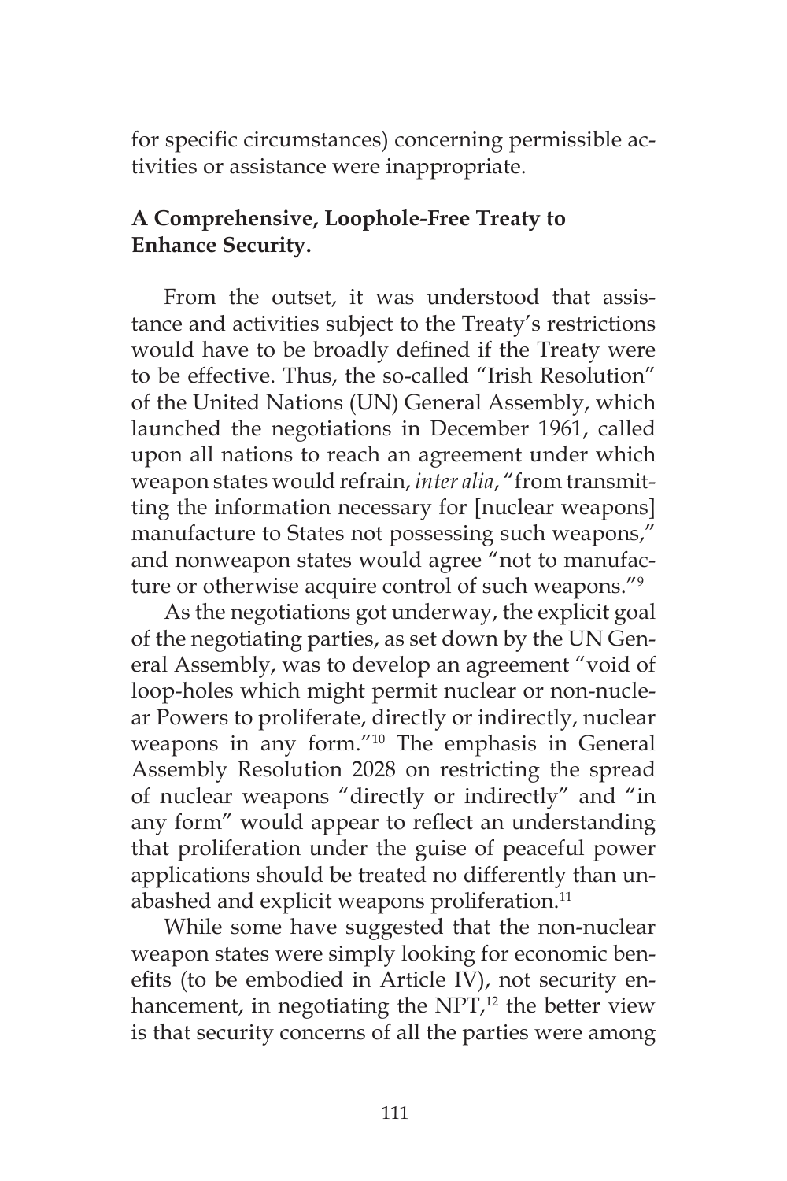for specific circumstances) concerning permissible activities or assistance were inappropriate.

**A Comprehensive, Loophole-Free Treaty to Enhance Security.**

From the outset, it was understood that assistance and activities subject to the Treaty's restrictions would have to be broadly defined if the Treaty were to be effective. Thus, the so-called "Irish Resolution" of the United Nations (UN) General Assembly, which launched the negotiations in December 1961, called upon all nations to reach an agreement under which weapon states would refrain, *inter alia*, "from transmitting the information necessary for [nuclear weapons] manufacture to States not possessing such weapons," and nonweapon states would agree "not to manufacture or otherwise acquire control of such weapons."[9]

As the negotiations got underway, the explicit goal of the negotiating parties, as set down by the UN General Assembly, was to develop an agreement "void of loop-holes which might permit nuclear or non-nuclear Powers to proliferate, directly or indirectly, nuclear weapons in any form."[10] The emphasis in General Assembly Resolution 2028 on restricting the spread of nuclear weapons "directly or indirectly" and "in any form" would appear to reflect an understanding that proliferation under the guise of peaceful power applications should be treated no differently than unabashed and explicit weapons proliferation.[11]

While some have suggested that the non-nuclear weapon states were simply looking for economic benefits (to be embodied in Article IV), not security enhancement, in negotiating the NPT,[12] the better view is that security concerns of all the parties were among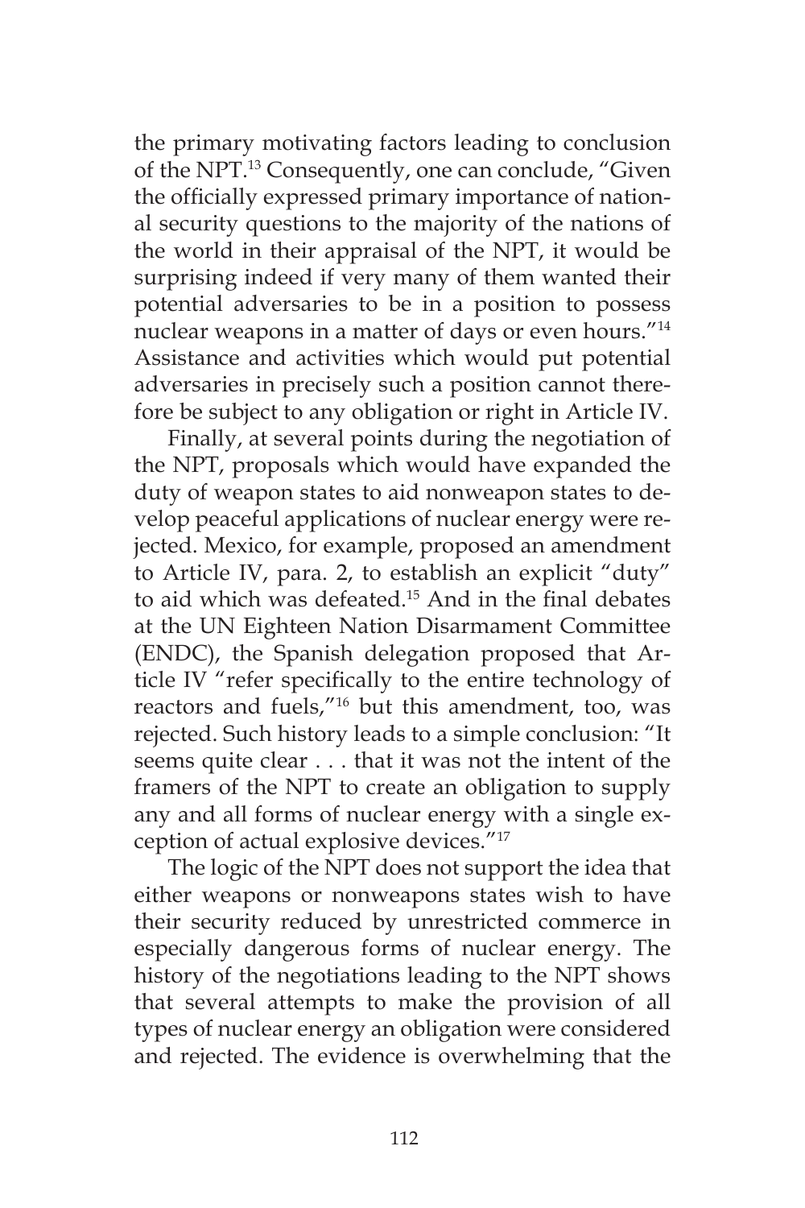the primary motivating factors leading to conclusion of the NPT.[13] Consequently, one can conclude, "Given the officially expressed primary importance of national security questions to the majority of the nations of the world in their appraisal of the NPT, it would be surprising indeed if very many of them wanted their potential adversaries to be in a position to possess nuclear weapons in a matter of days or even hours."[14] Assistance and activities which would put potential adversaries in precisely such a position cannot therefore be subject to any obligation or right in Article IV.

Finally, at several points during the negotiation of the NPT, proposals which would have expanded the duty of weapon states to aid nonweapon states to develop peaceful applications of nuclear energy were rejected. Mexico, for example, proposed an amendment to Article IV, para. 2, to establish an explicit "duty" to aid which was defeated.[15] And in the final debates at the UN Eighteen Nation Disarmament Committee (ENDC), the Spanish delegation proposed that Article IV "refer specifically to the entire technology of reactors and fuels,"[16] but this amendment, too, was rejected. Such history leads to a simple conclusion: "It seems quite clear . . . that it was not the intent of the framers of the NPT to create an obligation to supply any and all forms of nuclear energy with a single exception of actual explosive devices."[17]

The logic of the NPT does not support the idea that either weapons or nonweapons states wish to have their security reduced by unrestricted commerce in especially dangerous forms of nuclear energy. The history of the negotiations leading to the NPT shows that several attempts to make the provision of all types of nuclear energy an obligation were considered and rejected. The evidence is overwhelming that the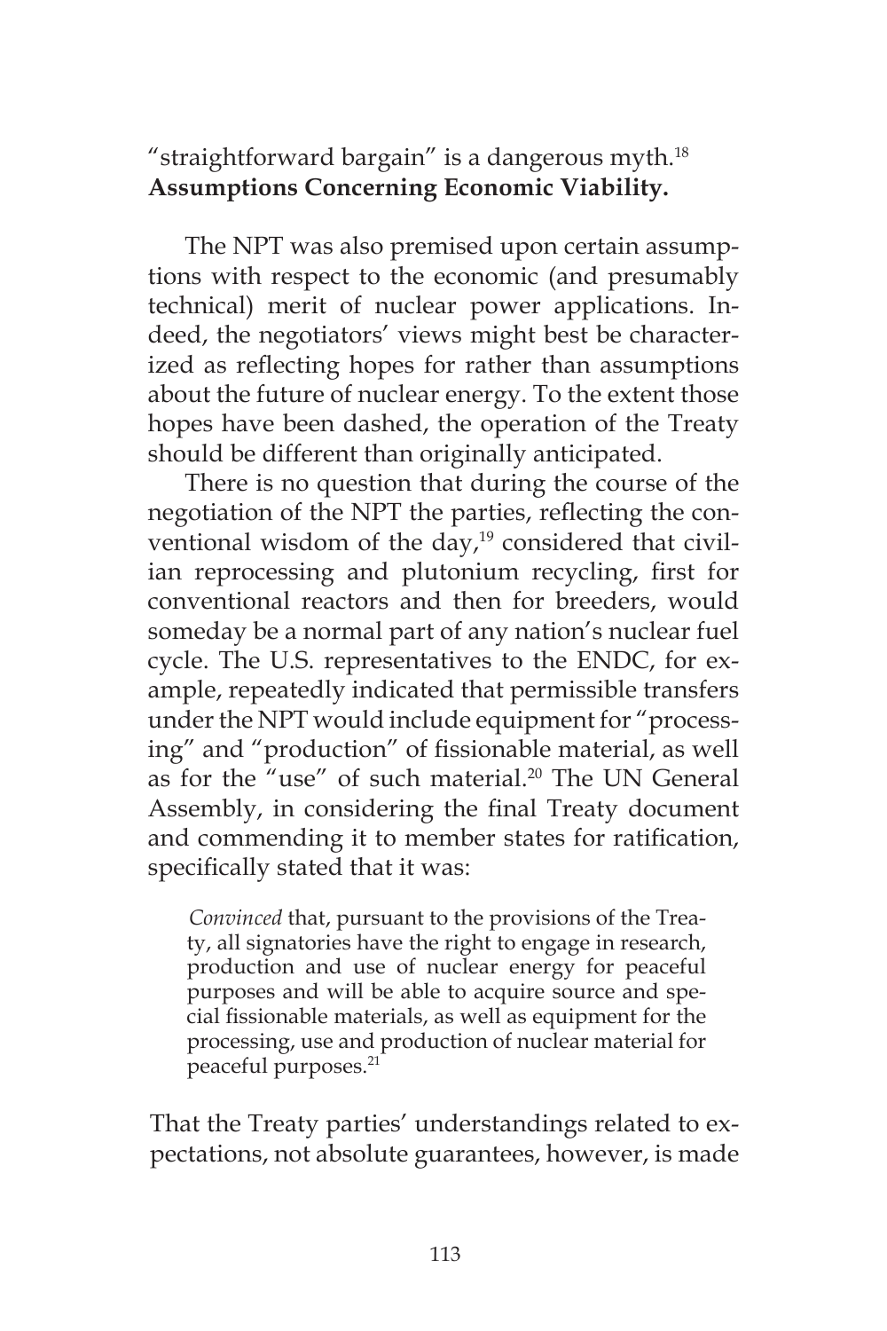"straightforward bargain" is a dangerous myth.[18]

**Assumptions Concerning Economic Viability.**

The NPT was also premised upon certain assumptions with respect to the economic (and presumably technical) merit of nuclear power applications. Indeed, the negotiators' views might best be characterized as reflecting hopes for rather than assumptions about the future of nuclear energy. To the extent those hopes have been dashed, the operation of the Treaty should be different than originally anticipated.

There is no question that during the course of the negotiation of the NPT the parties, reflecting the conventional wisdom of the day,[19] considered that civilian reprocessing and plutonium recycling, first for conventional reactors and then for breeders, would someday be a normal part of any nation's nuclear fuel cycle. The U.S. representatives to the ENDC, for example, repeatedly indicated that permissible transfers under the NPT would include equipment for "processing" and "production" of fissionable material, as well as for the "use" of such material.[20] The UN General Assembly, in considering the final Treaty document and commending it to member states for ratification, specifically stated that it was:

> *Convinced* that, pursuant to the provisions of the Treaty, all signatories have the right to engage in research, production and use of nuclear energy for peaceful purposes and will be able to acquire source and special fissionable materials, as well as equipment for the processing, use and production of nuclear material for peaceful purposes.[21]

That the Treaty parties' understandings related to expectations, not absolute guarantees, however, is made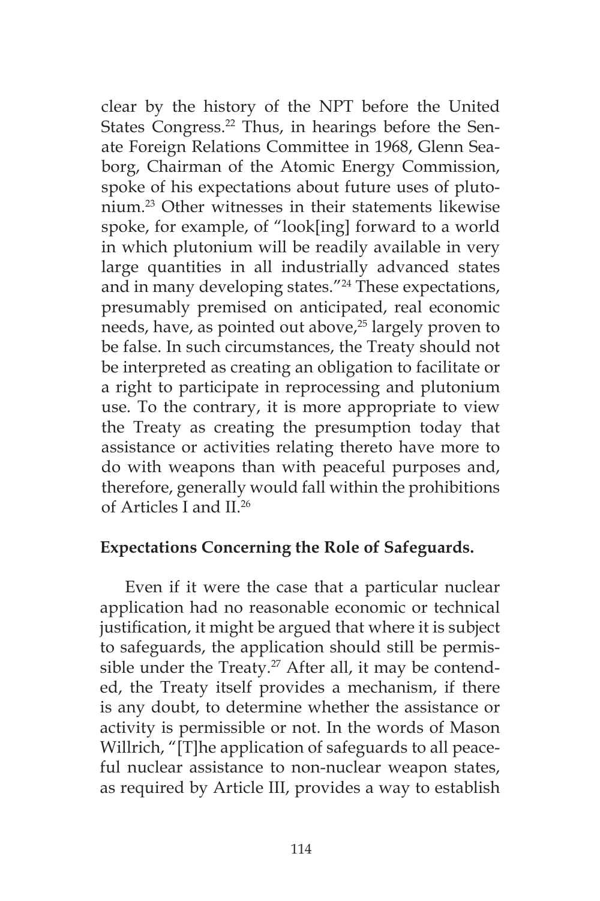clear by the history of the NPT before the United States Congress.[22] Thus, in hearings before the Senate Foreign Relations Committee in 1968, Glenn Seaborg, Chairman of the Atomic Energy Commission, spoke of his expectations about future uses of plutonium.[23] Other witnesses in their statements likewise spoke, for example, of "look[ing] forward to a world in which plutonium will be readily available in very large quantities in all industrially advanced states and in many developing states."[24] These expectations, presumably premised on anticipated, real economic needs, have, as pointed out above,[25] largely proven to be false. In such circumstances, the Treaty should not be interpreted as creating an obligation to facilitate or a right to participate in reprocessing and plutonium use. To the contrary, it is more appropriate to view the Treaty as creating the presumption today that assistance or activities relating thereto have more to do with weapons than with peaceful purposes and, therefore, generally would fall within the prohibitions of Articles I and II.[26]

**Expectations Concerning the Role of Safeguards.**

Even if it were the case that a particular nuclear application had no reasonable economic or technical justification, it might be argued that where it is subject to safeguards, the application should still be permissible under the Treaty.[27] After all, it may be contended, the Treaty itself provides a mechanism, if there is any doubt, to determine whether the assistance or activity is permissible or not. In the words of Mason Willrich, "[T]he application of safeguards to all peaceful nuclear assistance to non-nuclear weapon states, as required by Article III, provides a way to establish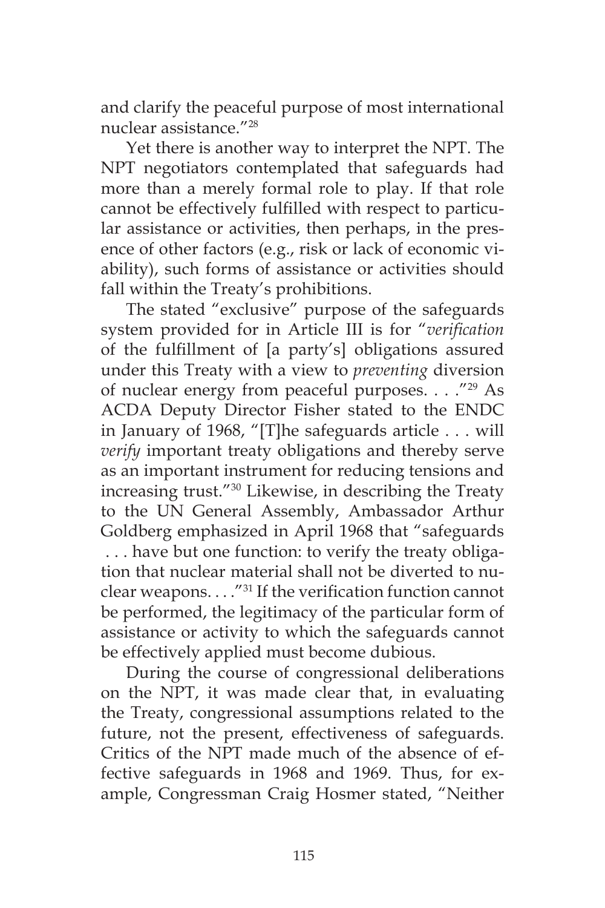and clarify the peaceful purpose of most international nuclear assistance."[28]

Yet there is another way to interpret the NPT. The NPT negotiators contemplated that safeguards had more than a merely formal role to play. If that role cannot be effectively fulfilled with respect to particular assistance or activities, then perhaps, in the presence of other factors (e.g., risk or lack of economic viability), such forms of assistance or activities should fall within the Treaty's prohibitions.

The stated "exclusive" purpose of the safeguards system provided for in Article III is for "*verification* of the fulfillment of [a party's] obligations assured under this Treaty with a view to *preventing* diversion of nuclear energy from peaceful purposes. . . ."[29] As ACDA Deputy Director Fisher stated to the ENDC in January of 1968, "[T]he safeguards article . . . will *verify* important treaty obligations and thereby serve as an important instrument for reducing tensions and increasing trust."[30] Likewise, in describing the Treaty to the UN General Assembly, Ambassador Arthur Goldberg emphasized in April 1968 that "safeguards . . . have but one function: to verify the treaty obligation that nuclear material shall not be diverted to nuclear weapons. . . ."[31] If the verification function cannot be performed, the legitimacy of the particular form of assistance or activity to which the safeguards cannot be effectively applied must become dubious.

During the course of congressional deliberations on the NPT, it was made clear that, in evaluating the Treaty, congressional assumptions related to the future, not the present, effectiveness of safeguards. Critics of the NPT made much of the absence of effective safeguards in 1968 and 1969. Thus, for example, Congressman Craig Hosmer stated, "Neither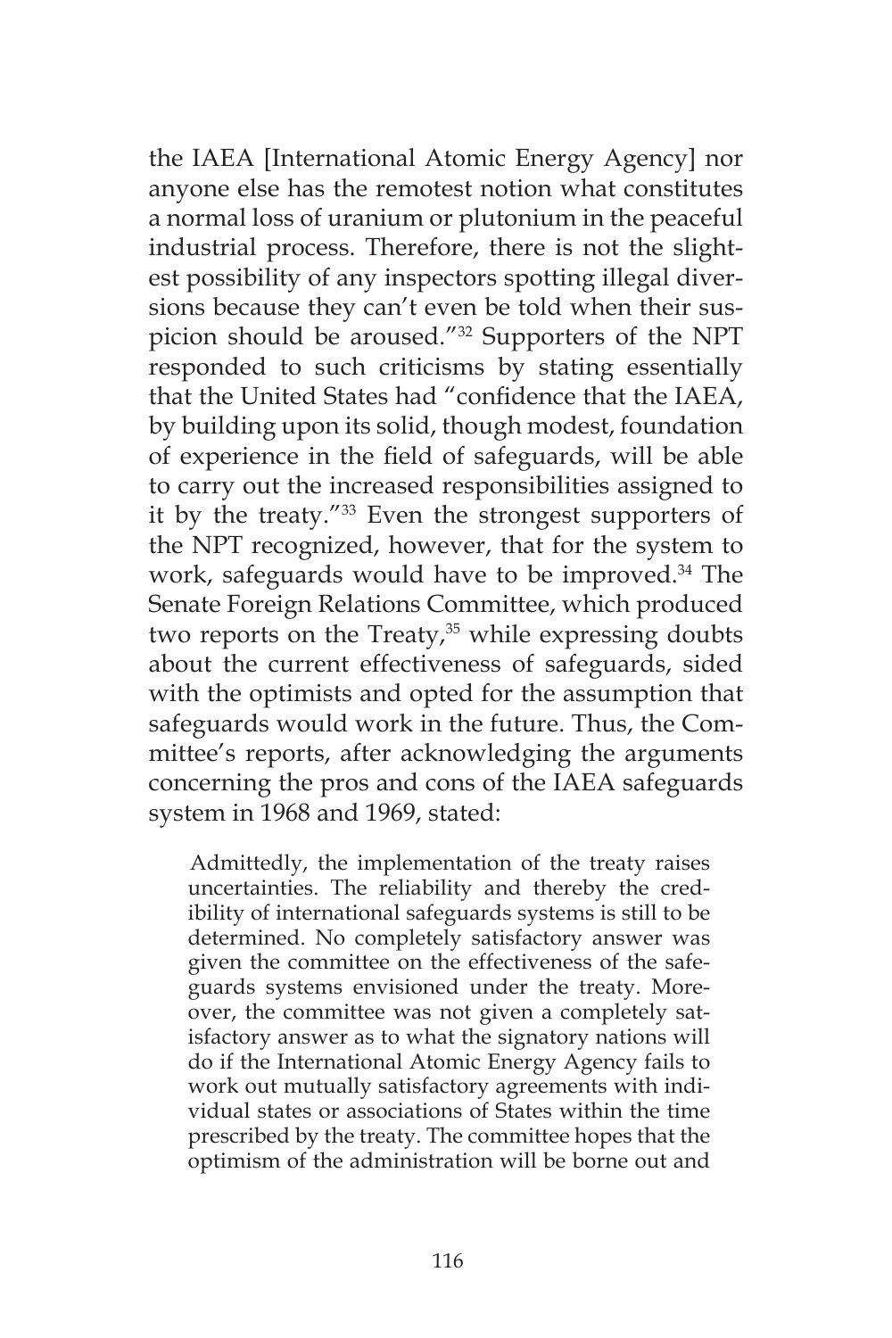the IAEA [International Atomic Energy Agency] nor anyone else has the remotest notion what constitutes a normal loss of uranium or plutonium in the peaceful industrial process. Therefore, there is not the slightest possibility of any inspectors spotting illegal diversions because they can't even be told when their suspicion should be aroused."[32] Supporters of the NPT responded to such criticisms by stating essentially that the United States had "confidence that the IAEA, by building upon its solid, though modest, foundation of experience in the field of safeguards, will be able to carry out the increased responsibilities assigned to it by the treaty."[33] Even the strongest supporters of the NPT recognized, however, that for the system to work, safeguards would have to be improved.[34] The Senate Foreign Relations Committee, which produced two reports on the Treaty,[35] while expressing doubts about the current effectiveness of safeguards, sided with the optimists and opted for the assumption that safeguards would work in the future. Thus, the Committee's reports, after acknowledging the arguments concerning the pros and cons of the IAEA safeguards system in 1968 and 1969, stated:

> Admittedly, the implementation of the treaty raises uncertainties. The reliability and thereby the credibility of international safeguards systems is still to be determined. No completely satisfactory answer was given the committee on the effectiveness of the safeguards systems envisioned under the treaty. Moreover, the committee was not given a completely satisfactory answer as to what the signatory nations will do if the International Atomic Energy Agency fails to work out mutually satisfactory agreements with individual states or associations of States within the time prescribed by the treaty. The committee hopes that the optimism of the administration will be borne out and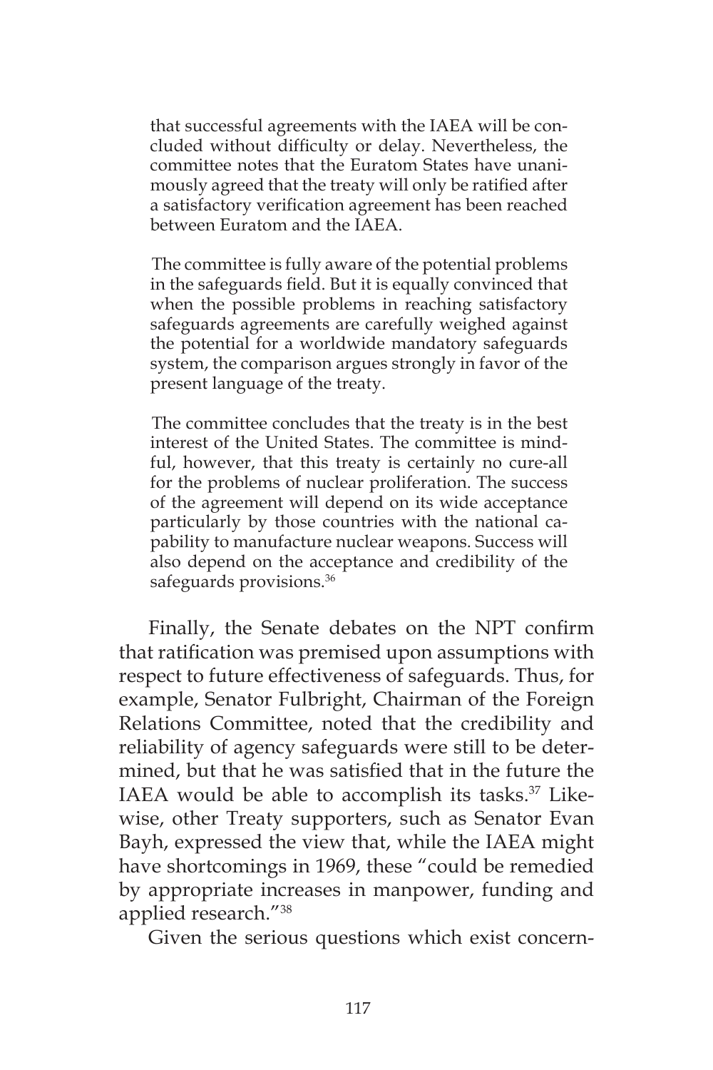> that successful agreements with the IAEA will be concluded without difficulty or delay. Nevertheless, the committee notes that the Euratom States have unanimously agreed that the treaty will only be ratified after a satisfactory verification agreement has been reached between Euratom and the IAEA.
>
> The committee is fully aware of the potential problems in the safeguards field. But it is equally convinced that when the possible problems in reaching satisfactory safeguards agreements are carefully weighed against the potential for a worldwide mandatory safeguards system, the comparison argues strongly in favor of the present language of the treaty.
>
> The committee concludes that the treaty is in the best interest of the United States. The committee is mindful, however, that this treaty is certainly no cure-all for the problems of nuclear proliferation. The success of the agreement will depend on its wide acceptance particularly by those countries with the national capability to manufacture nuclear weapons. Success will also depend on the acceptance and credibility of the safeguards provisions.[36]

Finally, the Senate debates on the NPT confirm that ratification was premised upon assumptions with respect to future effectiveness of safeguards. Thus, for example, Senator Fulbright, Chairman of the Foreign Relations Committee, noted that the credibility and reliability of agency safeguards were still to be determined, but that he was satisfied that in the future the IAEA would be able to accomplish its tasks.[37] Likewise, other Treaty supporters, such as Senator Evan Bayh, expressed the view that, while the IAEA might have shortcomings in 1969, these "could be remedied by appropriate increases in manpower, funding and applied research."[38]

Given the serious questions which exist concern-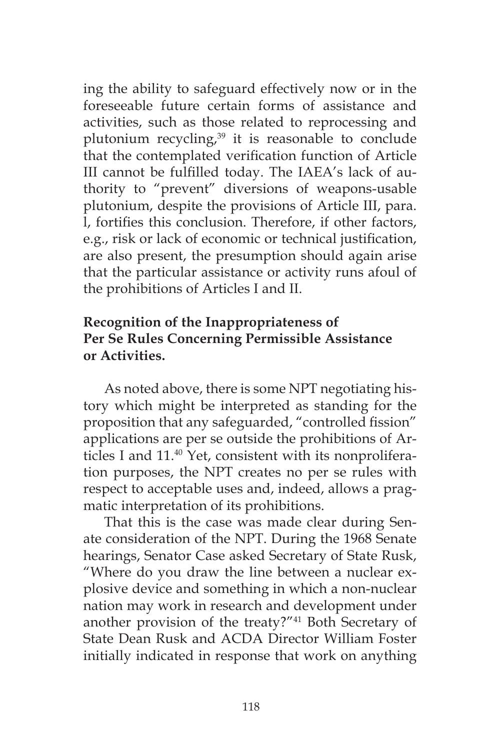ing the ability to safeguard effectively now or in the foreseeable future certain forms of assistance and activities, such as those related to reprocessing and plutonium recycling,[39] it is reasonable to conclude that the contemplated verification function of Article III cannot be fulfilled today. The IAEA's lack of authority to "prevent" diversions of weapons-usable plutonium, despite the provisions of Article III, para. l, fortifies this conclusion. Therefore, if other factors, e.g., risk or lack of economic or technical justification, are also present, the presumption should again arise that the particular assistance or activity runs afoul of the prohibitions of Articles I and II.

**Recognition of the Inappropriateness of Per Se Rules Concerning Permissible Assistance or Activities.**

As noted above, there is some NPT negotiating history which might be interpreted as standing for the proposition that any safeguarded, "controlled fission" applications are per se outside the prohibitions of Articles I and 11.[40] Yet, consistent with its nonproliferation purposes, the NPT creates no per se rules with respect to acceptable uses and, indeed, allows a pragmatic interpretation of its prohibitions.

That this is the case was made clear during Senate consideration of the NPT. During the 1968 Senate hearings, Senator Case asked Secretary of State Rusk, "Where do you draw the line between a nuclear explosive device and something in which a non-nuclear nation may work in research and development under another provision of the treaty?"[41] Both Secretary of State Dean Rusk and ACDA Director William Foster initially indicated in response that work on anything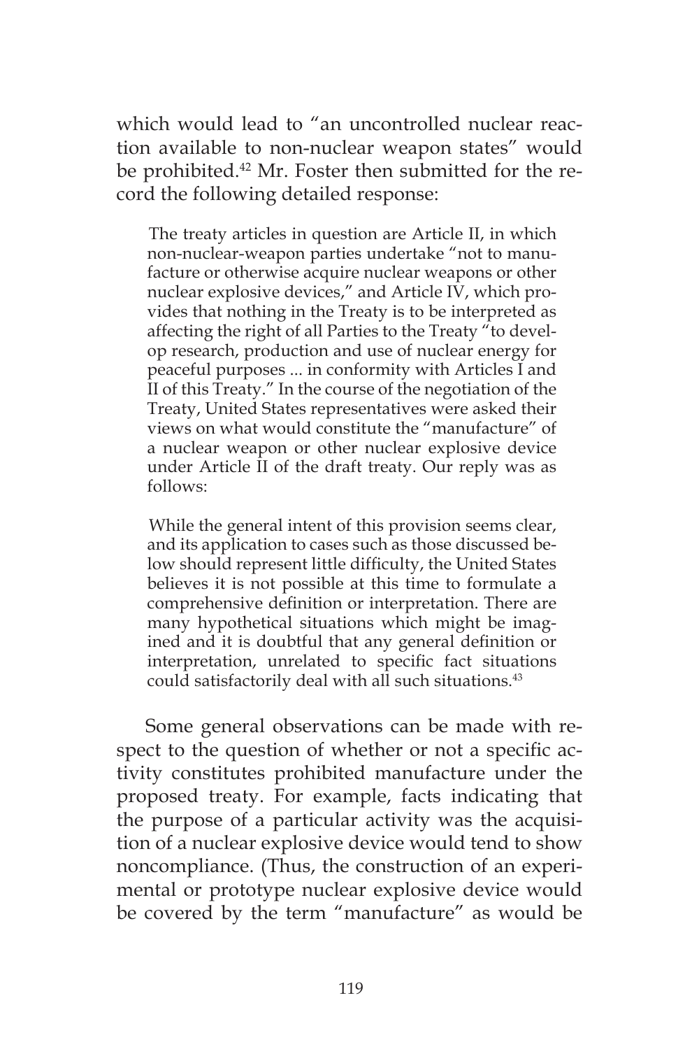which would lead to "an uncontrolled nuclear reaction available to non-nuclear weapon states" would be prohibited.[42] Mr. Foster then submitted for the record the following detailed response:

> The treaty articles in question are Article II, in which non-nuclear-weapon parties undertake "not to manufacture or otherwise acquire nuclear weapons or other nuclear explosive devices," and Article IV, which provides that nothing in the Treaty is to be interpreted as affecting the right of all Parties to the Treaty "to develop research, production and use of nuclear energy for peaceful purposes ... in conformity with Articles I and II of this Treaty." In the course of the negotiation of the Treaty, United States representatives were asked their views on what would constitute the "manufacture" of a nuclear weapon or other nuclear explosive device under Article II of the draft treaty. Our reply was as follows:
>
> While the general intent of this provision seems clear, and its application to cases such as those discussed below should represent little difficulty, the United States believes it is not possible at this time to formulate a comprehensive definition or interpretation. There are many hypothetical situations which might be imagined and it is doubtful that any general definition or interpretation, unrelated to specific fact situations could satisfactorily deal with all such situations.[43]

Some general observations can be made with respect to the question of whether or not a specific activity constitutes prohibited manufacture under the proposed treaty. For example, facts indicating that the purpose of a particular activity was the acquisition of a nuclear explosive device would tend to show noncompliance. (Thus, the construction of an experimental or prototype nuclear explosive device would be covered by the term "manufacture" as would be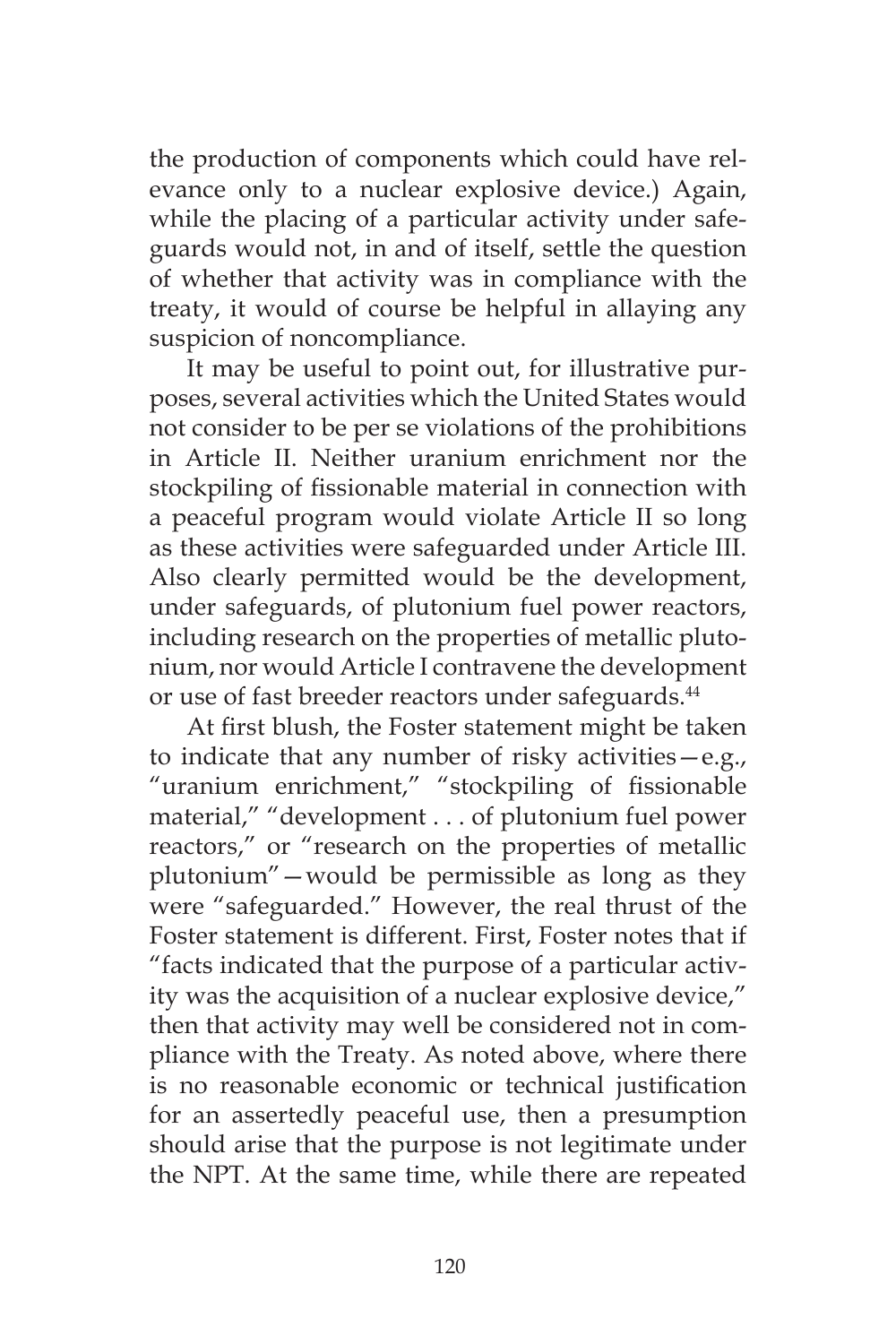the production of components which could have relevance only to a nuclear explosive device.) Again, while the placing of a particular activity under safeguards would not, in and of itself, settle the question of whether that activity was in compliance with the treaty, it would of course be helpful in allaying any suspicion of noncompliance.

It may be useful to point out, for illustrative purposes, several activities which the United States would not consider to be per se violations of the prohibitions in Article II. Neither uranium enrichment nor the stockpiling of fissionable material in connection with a peaceful program would violate Article II so long as these activities were safeguarded under Article III. Also clearly permitted would be the development, under safeguards, of plutonium fuel power reactors, including research on the properties of metallic plutonium, nor would Article I contravene the development or use of fast breeder reactors under safeguards.[44]

At first blush, the Foster statement might be taken to indicate that any number of risky activities—e.g., "uranium enrichment," "stockpiling of fissionable material," "development . . . of plutonium fuel power reactors," or "research on the properties of metallic plutonium"—would be permissible as long as they were "safeguarded." However, the real thrust of the Foster statement is different. First, Foster notes that if "facts indicated that the purpose of a particular activity was the acquisition of a nuclear explosive device," then that activity may well be considered not in compliance with the Treaty. As noted above, where there is no reasonable economic or technical justification for an assertedly peaceful use, then a presumption should arise that the purpose is not legitimate under the NPT. At the same time, while there are repeated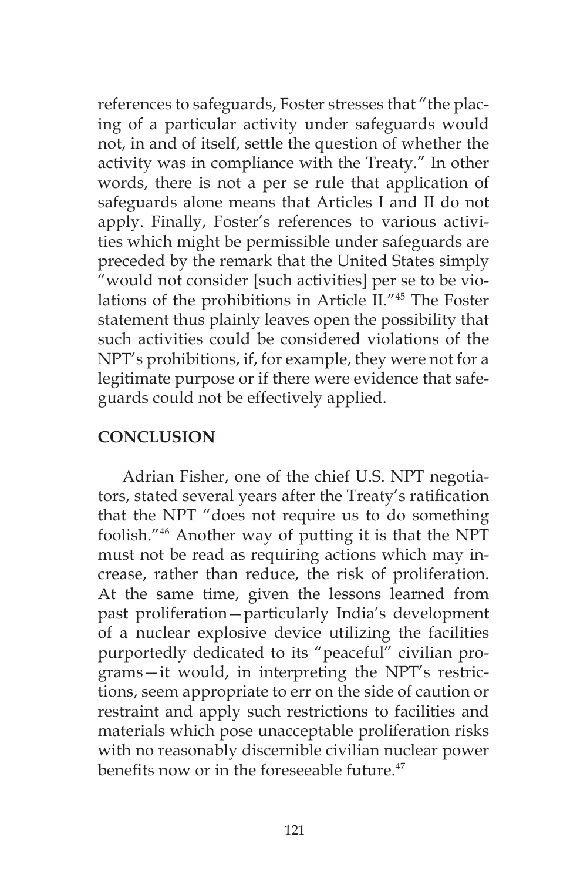references to safeguards, Foster stresses that "the placing of a particular activity under safeguards would not, in and of itself, settle the question of whether the activity was in compliance with the Treaty." In other words, there is not a per se rule that application of safeguards alone means that Articles I and II do not apply. Finally, Foster's references to various activities which might be permissible under safeguards are preceded by the remark that the United States simply "would not consider [such activities] per se to be violations of the prohibitions in Article II."[45] The Foster statement thus plainly leaves open the possibility that such activities could be considered violations of the NPT's prohibitions, if, for example, they were not for a legitimate purpose or if there were evidence that safeguards could not be effectively applied.

## CONCLUSION

Adrian Fisher, one of the chief U.S. NPT negotiators, stated several years after the Treaty's ratification that the NPT "does not require us to do something foolish."[46] Another way of putting it is that the NPT must not be read as requiring actions which may increase, rather than reduce, the risk of proliferation. At the same time, given the lessons learned from past proliferation—particularly India's development of a nuclear explosive device utilizing the facilities purportedly dedicated to its "peaceful" civilian programs—it would, in interpreting the NPT's restrictions, seem appropriate to err on the side of caution or restraint and apply such restrictions to facilities and materials which pose unacceptable proliferation risks with no reasonably discernible civilian nuclear power benefits now or in the foreseeable future.[47]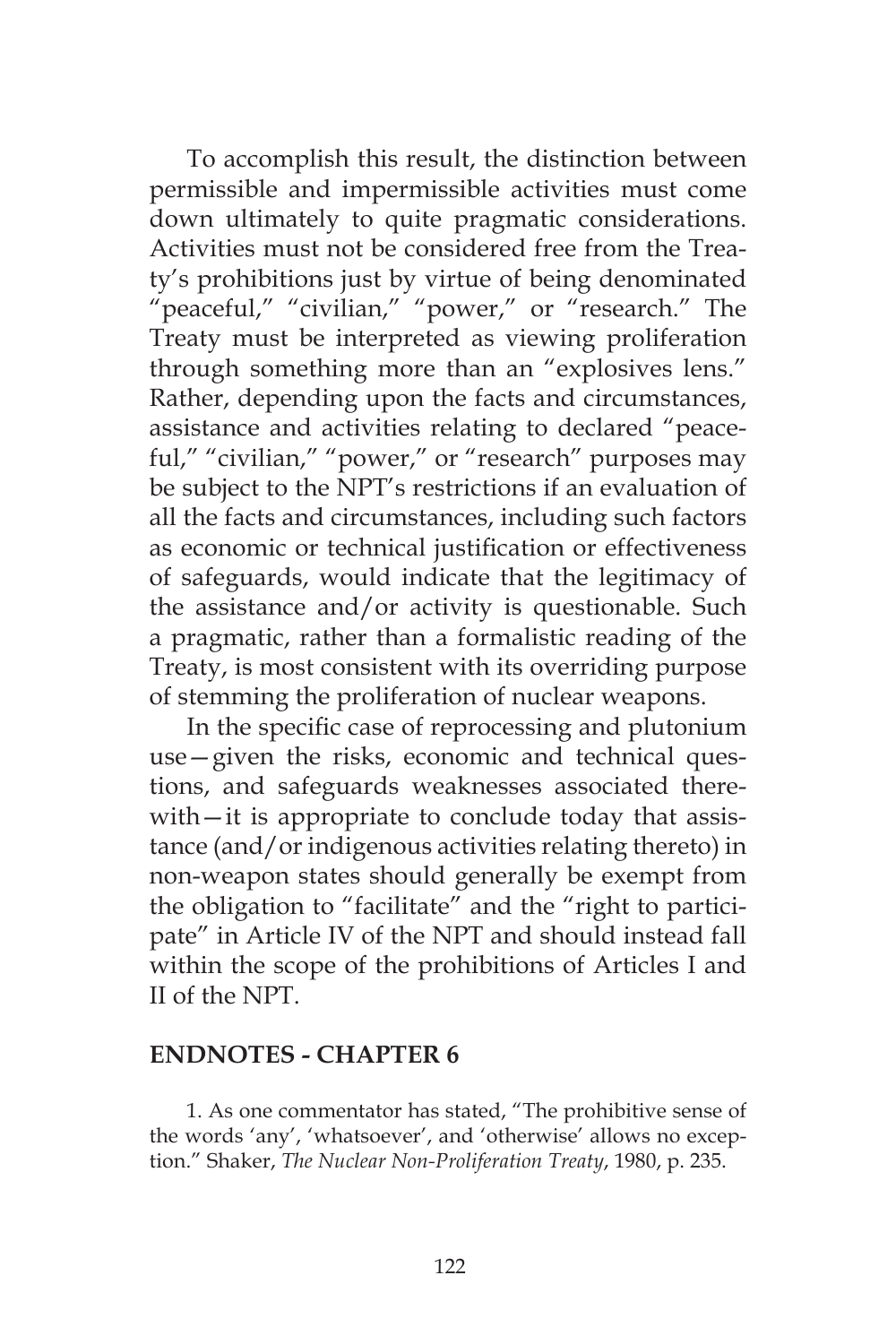To accomplish this result, the distinction between permissible and impermissible activities must come down ultimately to quite pragmatic considerations. Activities must not be considered free from the Treaty's prohibitions just by virtue of being denominated "peaceful," "civilian," "power," or "research." The Treaty must be interpreted as viewing proliferation through something more than an "explosives lens." Rather, depending upon the facts and circumstances, assistance and activities relating to declared "peaceful," "civilian," "power," or "research" purposes may be subject to the NPT's restrictions if an evaluation of all the facts and circumstances, including such factors as economic or technical justification or effectiveness of safeguards, would indicate that the legitimacy of the assistance and/or activity is questionable. Such a pragmatic, rather than a formalistic reading of the Treaty, is most consistent with its overriding purpose of stemming the proliferation of nuclear weapons.

In the specific case of reprocessing and plutonium use—given the risks, economic and technical questions, and safeguards weaknesses associated therewith—it is appropriate to conclude today that assistance (and/or indigenous activities relating thereto) in non-weapon states should generally be exempt from the obligation to "facilitate" and the "right to participate" in Article IV of the NPT and should instead fall within the scope of the prohibitions of Articles I and II of the NPT.

## ENDNOTES - CHAPTER 6

1. As one commentator has stated, "The prohibitive sense of the words 'any', 'whatsoever', and 'otherwise' allows no exception." Shaker, *The Nuclear Non-Proliferation Treaty*, 1980, p. 235.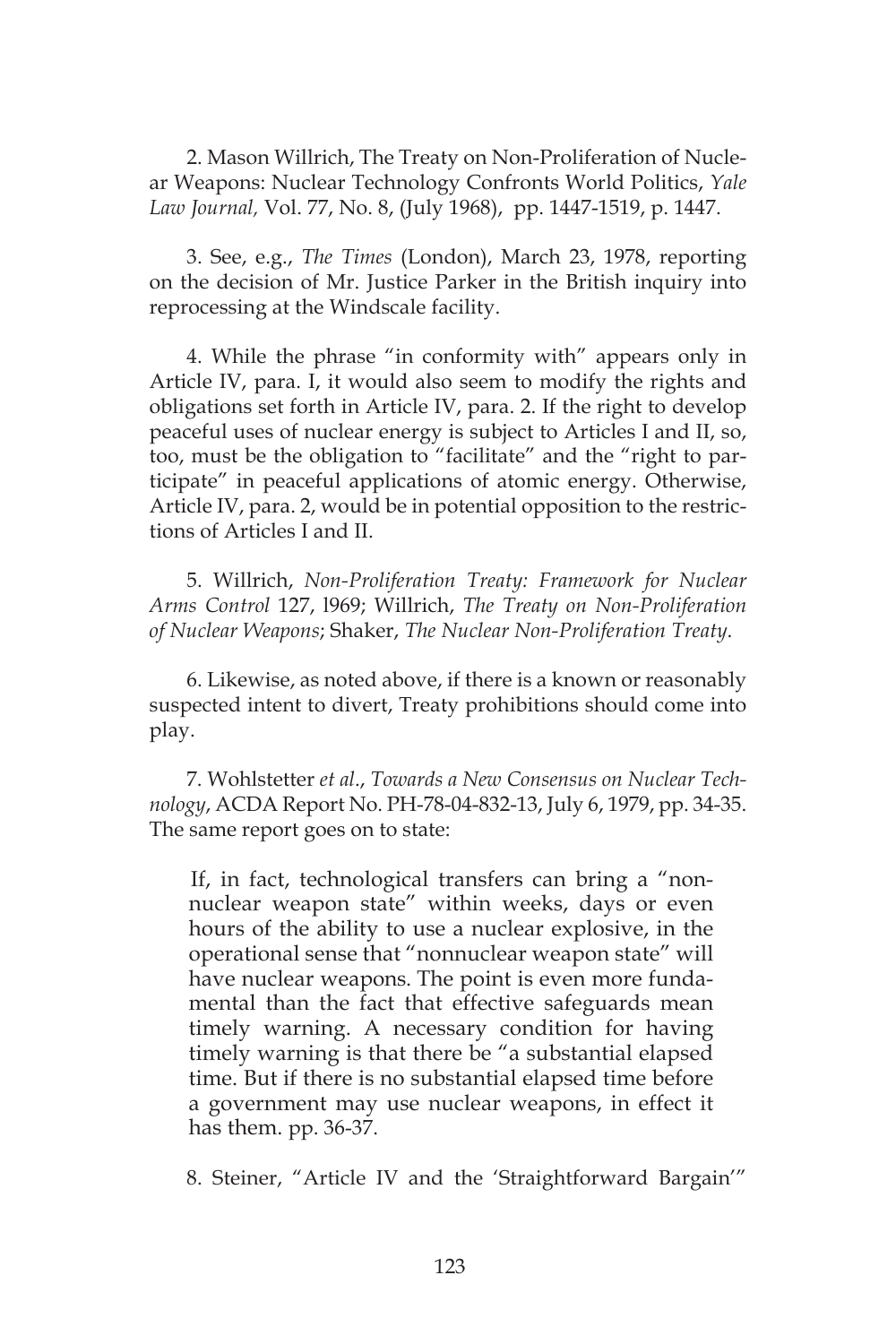2. Mason Willrich, The Treaty on Non-Proliferation of Nuclear Weapons: Nuclear Technology Confronts World Politics, *Yale Law Journal,* Vol. 77, No. 8, (July 1968), pp. 1447-1519, p. 1447.

3. See, e.g., *The Times* (London), March 23, 1978, reporting on the decision of Mr. Justice Parker in the British inquiry into reprocessing at the Windscale facility.

4. While the phrase "in conformity with" appears only in Article IV, para. I, it would also seem to modify the rights and obligations set forth in Article IV, para. 2. If the right to develop peaceful uses of nuclear energy is subject to Articles I and II, so, too, must be the obligation to "facilitate" and the "right to participate" in peaceful applications of atomic energy. Otherwise, Article IV, para. 2, would be in potential opposition to the restrictions of Articles I and II.

5. Willrich, *Non-Proliferation Treaty: Framework for Nuclear Arms Control* 127, l969; Willrich, *The Treaty on Non-Proliferation of Nuclear Weapons*; Shaker, *The Nuclear Non-Proliferation Treaty*.

6. Likewise, as noted above, if there is a known or reasonably suspected intent to divert, Treaty prohibitions should come into play.

7. Wohlstetter *et al*., *Towards a New Consensus on Nuclear Technology*, ACDA Report No. PH-78-04-832-13, July 6, 1979, pp. 34-35. The same report goes on to state:

> If, in fact, technological transfers can bring a "nonnuclear weapon state" within weeks, days or even hours of the ability to use a nuclear explosive, in the operational sense that "nonnuclear weapon state" will have nuclear weapons. The point is even more fundamental than the fact that effective safeguards mean timely warning. A necessary condition for having timely warning is that there be "a substantial elapsed time. But if there is no substantial elapsed time before a government may use nuclear weapons, in effect it has them. pp. 36-37.

8. Steiner, "Article IV and the 'Straightforward Bargain'"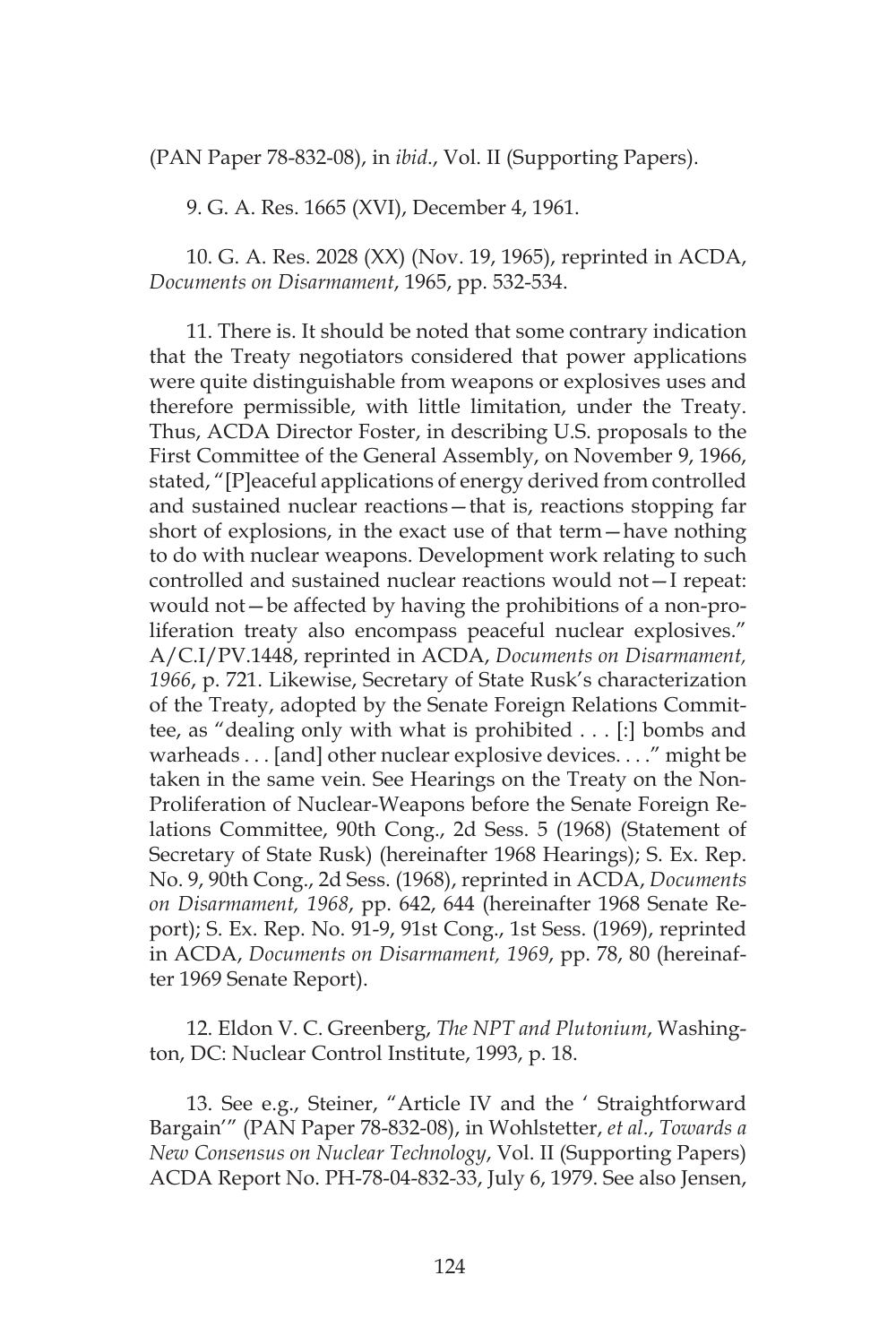(PAN Paper 78-832-08), in *ibid*., Vol. II (Supporting Papers).

9. G. A. Res. 1665 (XVI), December 4, 1961.

10. G. A. Res. 2028 (XX) (Nov. 19, 1965), reprinted in ACDA, *Documents on Disarmament*, 1965, pp. 532-534.

11. There is. It should be noted that some contrary indication that the Treaty negotiators considered that power applications were quite distinguishable from weapons or explosives uses and therefore permissible, with little limitation, under the Treaty. Thus, ACDA Director Foster, in describing U.S. proposals to the First Committee of the General Assembly, on November 9, 1966, stated, "[P]eaceful applications of energy derived from controlled and sustained nuclear reactions—that is, reactions stopping far short of explosions, in the exact use of that term—have nothing to do with nuclear weapons. Development work relating to such controlled and sustained nuclear reactions would not—I repeat: would not—be affected by having the prohibitions of a non-proliferation treaty also encompass peaceful nuclear explosives." A/C.I/PV.1448, reprinted in ACDA, *Documents on Disarmament, 1966*, p. 721. Likewise, Secretary of State Rusk's characterization of the Treaty, adopted by the Senate Foreign Relations Committee, as "dealing only with what is prohibited . . . [:] bombs and warheads . . . [and] other nuclear explosive devices. . . ." might be taken in the same vein. See Hearings on the Treaty on the Non-Proliferation of Nuclear-Weapons before the Senate Foreign Relations Committee, 90th Cong., 2d Sess. 5 (1968) (Statement of Secretary of State Rusk) (hereinafter 1968 Hearings); S. Ex. Rep. No. 9, 90th Cong., 2d Sess. (1968), reprinted in ACDA, *Documents on Disarmament, 1968*, pp. 642, 644 (hereinafter 1968 Senate Report); S. Ex. Rep. No. 91-9, 91st Cong., 1st Sess. (1969), reprinted in ACDA, *Documents on Disarmament, 1969*, pp. 78, 80 (hereinafter 1969 Senate Report).

12. Eldon V. C. Greenberg, *The NPT and Plutonium*, Washington, DC: Nuclear Control Institute, 1993, p. 18.

13. See e.g., Steiner, "Article IV and the ' Straightforward Bargain'" (PAN Paper 78-832-08), in Wohlstetter, *et al*., *Towards a New Consensus on Nuclear Technology*, Vol. II (Supporting Papers) ACDA Report No. PH-78-04-832-33, July 6, 1979. See also Jensen,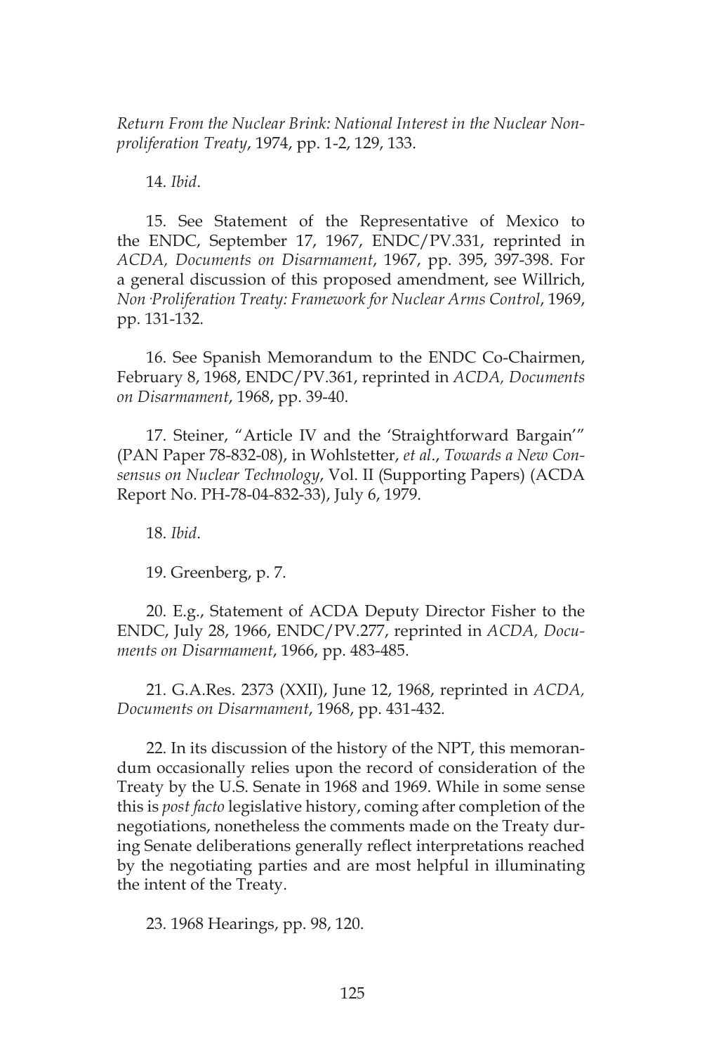*Return From the Nuclear Brink: National Interest in the Nuclear Non-proliferation Treaty*, 1974, pp. 1-2, 129, 133.

14. *Ibid*.

15. See Statement of the Representative of Mexico to the ENDC, September 17, 1967, ENDC/PV.331, reprinted in *ACDA, Documents on Disarmament*, 1967, pp. 395, 397-398. For a general discussion of this proposed amendment, see Willrich, *Non·Proliferation Treaty: Framework for Nuclear Arms Control*, 1969, pp. 131-132.

16. See Spanish Memorandum to the ENDC Co-Chairmen, February 8, 1968, ENDC/PV.361, reprinted in *ACDA, Documents on Disarmament*, 1968, pp. 39-40.

17. Steiner, "Article IV and the 'Straightforward Bargain'" (PAN Paper 78-832-08), in Wohlstetter, *et al*., *Towards a New Consensus on Nuclear Technology*, Vol. II (Supporting Papers) (ACDA Report No. PH-78-04-832-33), July 6, 1979.

18. *Ibid*.

19. Greenberg, p. 7.

20. E.g., Statement of ACDA Deputy Director Fisher to the ENDC, July 28, 1966, ENDC/PV.277, reprinted in *ACDA, Documents on Disarmament*, 1966, pp. 483-485.

21. G.A.Res. 2373 (XXII), June 12, 1968, reprinted in *ACDA, Documents on Disarmament*, 1968, pp. 431-432.

22. In its discussion of the history of the NPT, this memorandum occasionally relies upon the record of consideration of the Treaty by the U.S. Senate in 1968 and 1969. While in some sense this is *post facto* legislative history, coming after completion of the negotiations, nonetheless the comments made on the Treaty during Senate deliberations generally reflect interpretations reached by the negotiating parties and are most helpful in illuminating the intent of the Treaty.

23. 1968 Hearings, pp. 98, 120.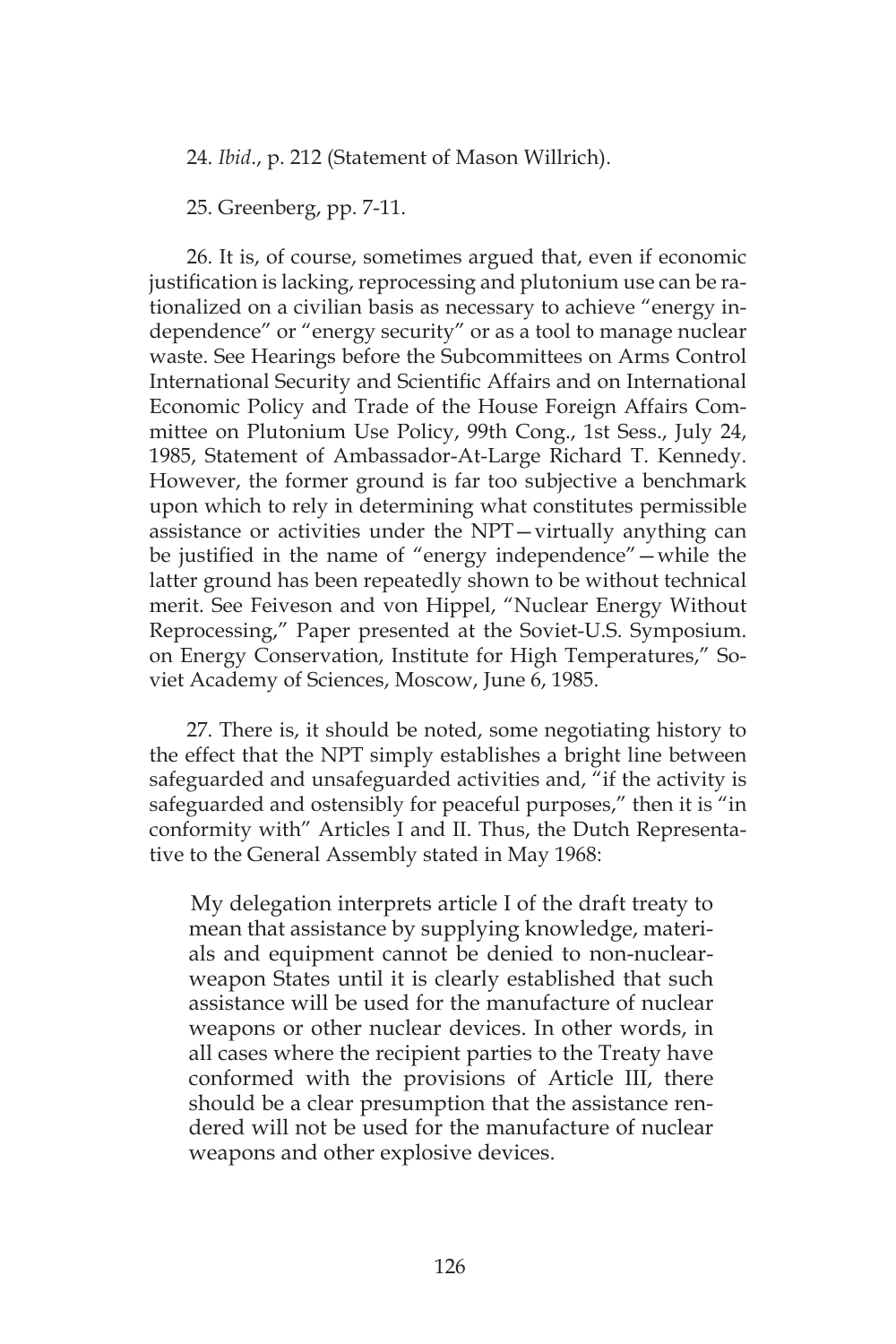24. *Ibid*., p. 212 (Statement of Mason Willrich).

25. Greenberg, pp. 7-11.

26. It is, of course, sometimes argued that, even if economic justification is lacking, reprocessing and plutonium use can be rationalized on a civilian basis as necessary to achieve "energy independence" or "energy security" or as a tool to manage nuclear waste. See Hearings before the Subcommittees on Arms Control International Security and Scientific Affairs and on International Economic Policy and Trade of the House Foreign Affairs Committee on Plutonium Use Policy, 99th Cong., 1st Sess., July 24, 1985, Statement of Ambassador-At-Large Richard T. Kennedy. However, the former ground is far too subjective a benchmark upon which to rely in determining what constitutes permissible assistance or activities under the NPT—virtually anything can be justified in the name of "energy independence"—while the latter ground has been repeatedly shown to be without technical merit. See Feiveson and von Hippel, "Nuclear Energy Without Reprocessing," Paper presented at the Soviet-U.S. Symposium. on Energy Conservation, Institute for High Temperatures," Soviet Academy of Sciences, Moscow, June 6, 1985.

27. There is, it should be noted, some negotiating history to the effect that the NPT simply establishes a bright line between safeguarded and unsafeguarded activities and, "if the activity is safeguarded and ostensibly for peaceful purposes," then it is "in conformity with" Articles I and II. Thus, the Dutch Representative to the General Assembly stated in May 1968:

> My delegation interprets article I of the draft treaty to mean that assistance by supplying knowledge, materials and equipment cannot be denied to non-nuclear-weapon States until it is clearly established that such assistance will be used for the manufacture of nuclear weapons or other nuclear devices. In other words, in all cases where the recipient parties to the Treaty have conformed with the provisions of Article III, there should be a clear presumption that the assistance rendered will not be used for the manufacture of nuclear weapons and other explosive devices.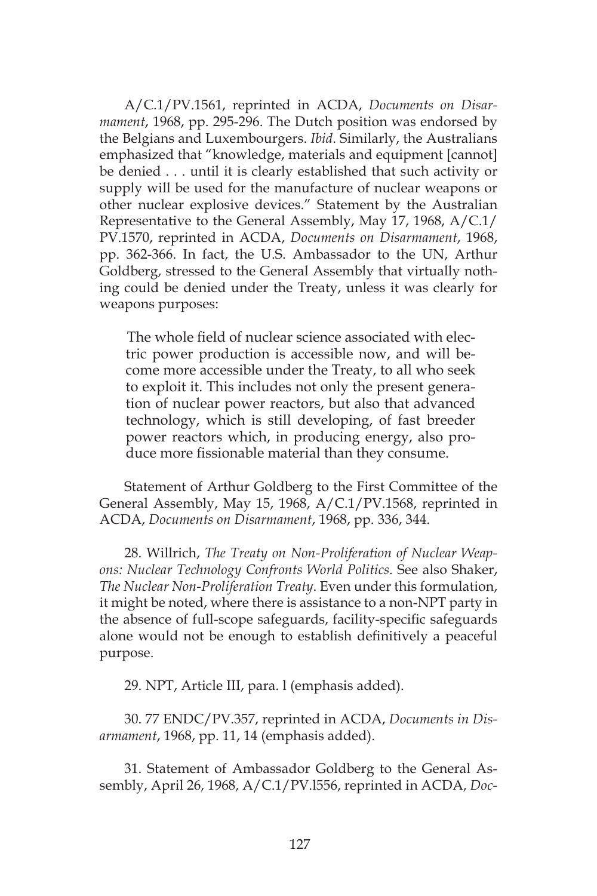A/C.1/PV.1561, reprinted in ACDA, *Documents on Disarmament*, 1968, pp. 295-296. The Dutch position was endorsed by the Belgians and Luxembourgers. *Ibid*. Similarly, the Australians emphasized that "knowledge, materials and equipment [cannot] be denied . . . until it is clearly established that such activity or supply will be used for the manufacture of nuclear weapons or other nuclear explosive devices." Statement by the Australian Representative to the General Assembly, May 17, 1968, A/C.1/PV.1570, reprinted in ACDA, *Documents on Disarmament*, 1968, pp. 362-366. In fact, the U.S. Ambassador to the UN, Arthur Goldberg, stressed to the General Assembly that virtually nothing could be denied under the Treaty, unless it was clearly for weapons purposes:

> The whole field of nuclear science associated with electric power production is accessible now, and will become more accessible under the Treaty, to all who seek to exploit it. This includes not only the present generation of nuclear power reactors, but also that advanced technology, which is still developing, of fast breeder power reactors which, in producing energy, also produce more fissionable material than they consume.

Statement of Arthur Goldberg to the First Committee of the General Assembly, May 15, 1968, A/C.1/PV.1568, reprinted in ACDA, *Documents on Disarmament*, 1968, pp. 336, 344.

28. Willrich, *The Treaty on Non-Proliferation of Nuclear Weapons: Nuclear Technology Confronts World Politics*. See also Shaker, *The Nuclear Non-Proliferation Treaty*. Even under this formulation, it might be noted, where there is assistance to a non-NPT party in the absence of full-scope safeguards, facility-specific safeguards alone would not be enough to establish definitively a peaceful purpose.

29. NPT, Article III, para. l (emphasis added).

30. 77 ENDC/PV.357, reprinted in ACDA, *Documents in Disarmament*, 1968, pp. 11, 14 (emphasis added).

31. Statement of Ambassador Goldberg to the General Assembly, April 26, 1968, A/C.1/PV.l556, reprinted in ACDA, *Doc-*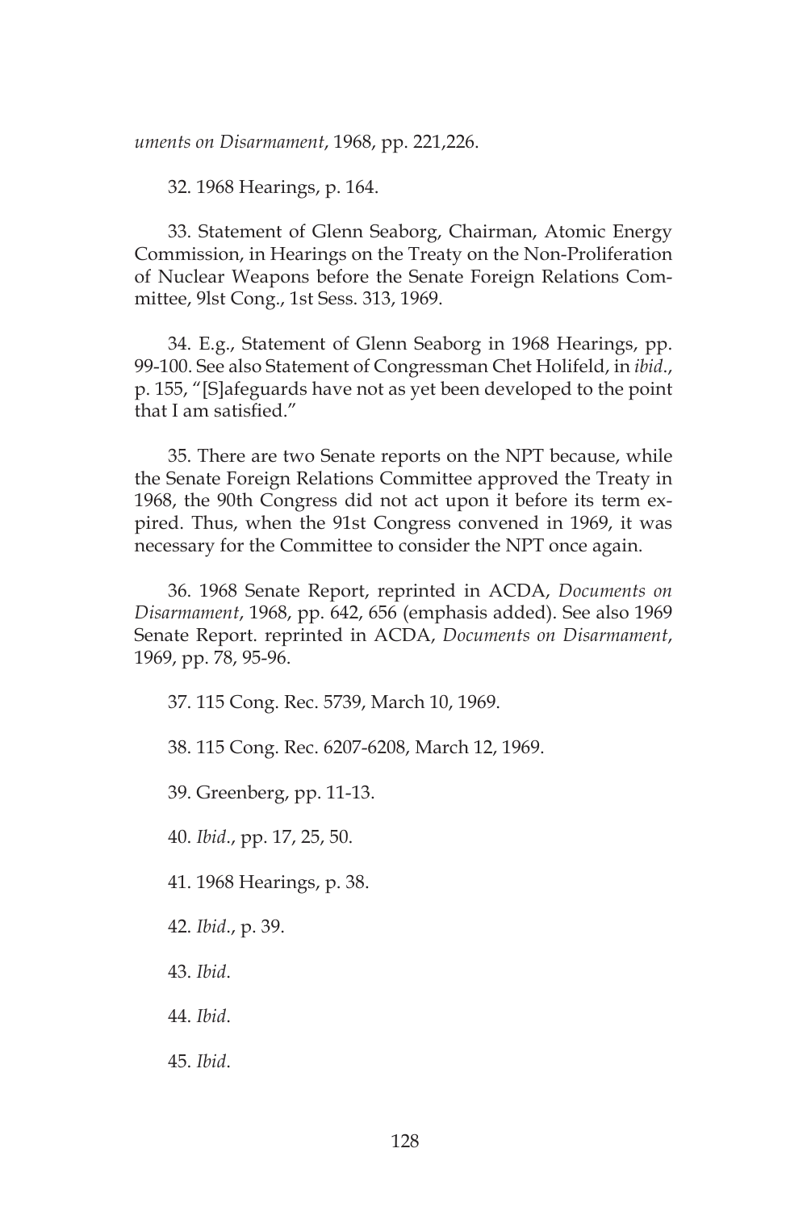*uments on Disarmament*, 1968, pp. 221,226.

32. 1968 Hearings, p. 164.

33. Statement of Glenn Seaborg, Chairman, Atomic Energy Commission, in Hearings on the Treaty on the Non-Proliferation of Nuclear Weapons before the Senate Foreign Relations Committee, 9lst Cong., 1st Sess. 313, 1969.

34. E.g., Statement of Glenn Seaborg in 1968 Hearings, pp. 99-100. See also Statement of Congressman Chet Holifeld, in *ibid*., p. 155, "[S]afeguards have not as yet been developed to the point that I am satisfied."

35. There are two Senate reports on the NPT because, while the Senate Foreign Relations Committee approved the Treaty in 1968, the 90th Congress did not act upon it before its term expired. Thus, when the 91st Congress convened in 1969, it was necessary for the Committee to consider the NPT once again.

36. 1968 Senate Report, reprinted in ACDA, *Documents on Disarmament*, 1968, pp. 642, 656 (emphasis added). See also 1969 Senate Report. reprinted in ACDA, *Documents on Disarmament*, 1969, pp. 78, 95-96.

37. 115 Cong. Rec. 5739, March 10, 1969.

38. 115 Cong. Rec. 6207-6208, March 12, 1969.

39. Greenberg, pp. 11-13.

40. *Ibid*., pp. 17, 25, 50.

41. 1968 Hearings, p. 38.

42. *Ibid*., p. 39.

43. *Ibid*.

44. *Ibid*.

45. *Ibid*.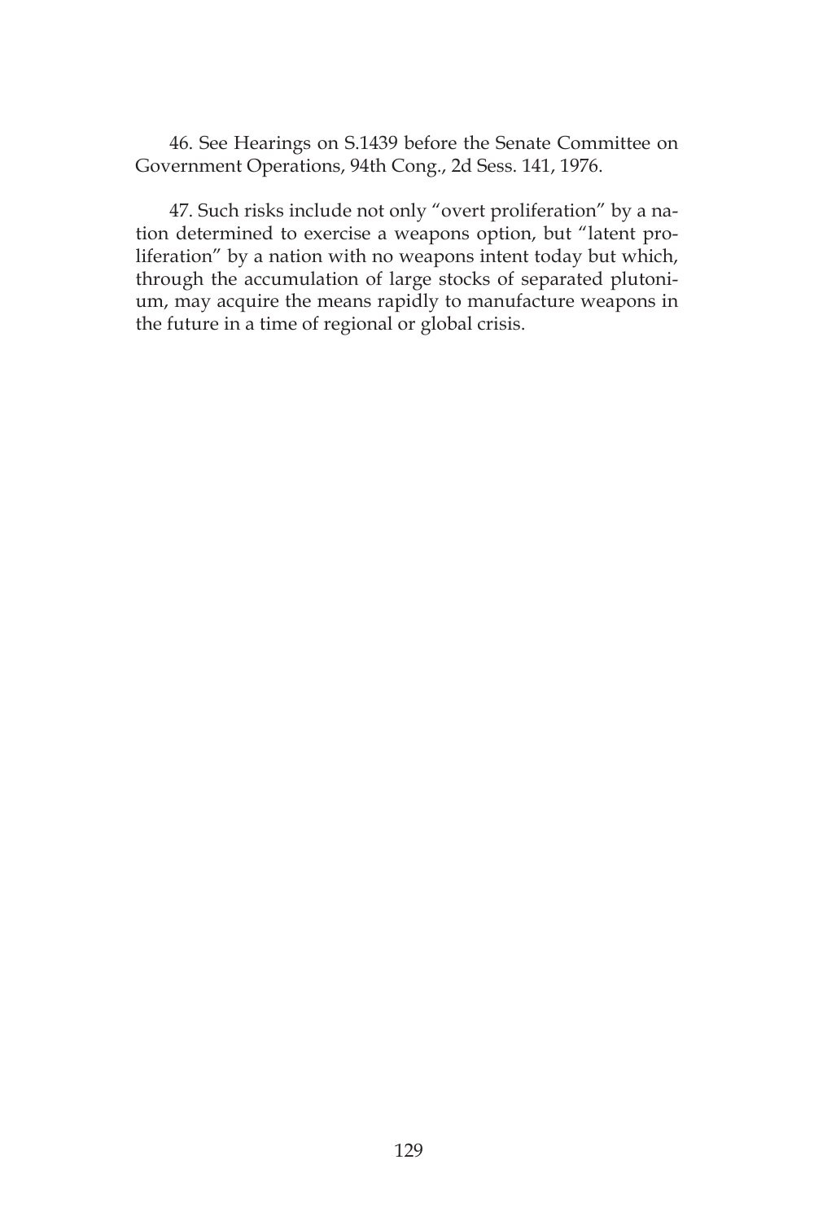46. See Hearings on S.1439 before the Senate Committee on Government Operations, 94th Cong., 2d Sess. 141, 1976.

47. Such risks include not only "overt proliferation" by a nation determined to exercise a weapons option, but "latent proliferation" by a nation with no weapons intent today but which, through the accumulation of large stocks of separated plutonium, may acquire the means rapidly to manufacture weapons in the future in a time of regional or global crisis.